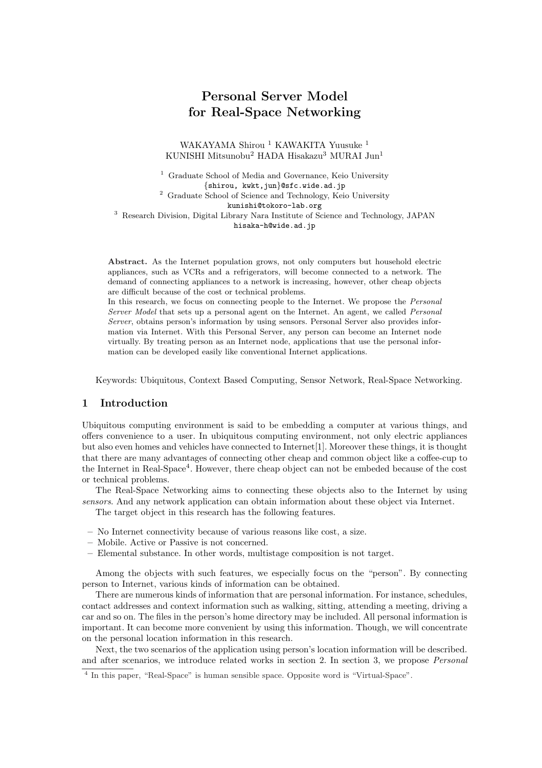# Personal Server Model for Real-Space Networking

WAKAYAMA Shirou [1] KAWAKITA Yuusuke [1]
KUNISHI Mitsunobu[2] HADA Hisakazu[3] MURAI Jun[1]

[1] Graduate School of Media and Governance, Keio University
{shirou, kwkt,jun}@sfc.wide.ad.jp
[2] Graduate School of Science and Technology, Keio University
kunishi@tokoro-lab.org
[3] Research Division, Digital Library Nara Institute of Science and Technology, JAPAN
hisaka-h@wide.ad.jp

**Abstract.** As the Internet population grows, not only computers but household electric appliances, such as VCRs and a refrigerators, will become connected to a network. The demand of connecting appliances to a network is increasing, however, other cheap objects are difficult because of the cost or technical problems.
In this research, we focus on connecting people to the Internet. We propose the *Personal Server Model* that sets up a personal agent on the Internet. An agent, we called *Personal Server*, obtains person's information by using sensors. Personal Server also provides information via Internet. With this Personal Server, any person can become an Internet node virtually. By treating person as an Internet node, applications that use the personal information can be developed easily like conventional Internet applications.

Keywords: Ubiquitous, Context Based Computing, Sensor Network, Real-Space Networking.

## 1 Introduction

Ubiquitous computing environment is said to be embedding a computer at various things, and offers convenience to a user. In ubiquitous computing environment, not only electric appliances but also even homes and vehicles have connected to Internet[1]. Moreover these things, it is thought that there are many advantages of connecting other cheap and common object like a coffee-cup to the Internet in Real-Space[4]. However, there cheap object can not be embeded because of the cost or technical problems.

The Real-Space Networking aims to connecting these objects also to the Internet by using *sensors*. And any network application can obtain information about these object via Internet.

The target object in this research has the following features.

- No Internet connectivity because of various reasons like cost, a size.
- Mobile. Active or Passive is not concerned.
- Elemental substance. In other words, multistage composition is not target.

Among the objects with such features, we especially focus on the "person". By connecting person to Internet, various kinds of information can be obtained.

There are numerous kinds of information that are personal information. For instance, schedules, contact addresses and context information such as walking, sitting, attending a meeting, driving a car and so on. The files in the person's home directory may be included. All personal information is important. It can become more convenient by using this information. Though, we will concentrate on the personal location information in this research.

Next, the two scenarios of the application using person's location information will be described. and after scenarios, we introduce related works in section 2. In section 3, we propose *Personal*

[4] In this paper, "Real-Space" is human sensible space. Opposite word is "Virtual-Space".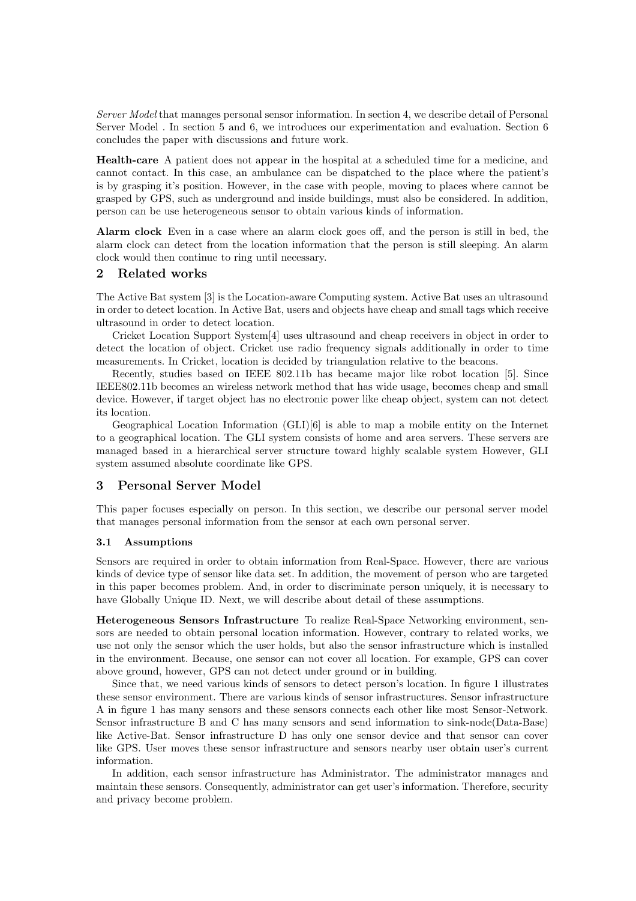*Server Model* that manages personal sensor information. In section 4, we describe detail of Personal Server Model . In section 5 and 6, we introduces our experimentation and evaluation. Section 6 concludes the paper with discussions and future work.

**Health-care** A patient does not appear in the hospital at a scheduled time for a medicine, and cannot contact. In this case, an ambulance can be dispatched to the place where the patient's is by grasping it's position. However, in the case with people, moving to places where cannot be grasped by GPS, such as underground and inside buildings, must also be considered. In addition, person can be use heterogeneous sensor to obtain various kinds of information.

**Alarm clock** Even in a case where an alarm clock goes off, and the person is still in bed, the alarm clock can detect from the location information that the person is still sleeping. An alarm clock would then continue to ring until necessary.

## 2 Related works

The Active Bat system [3] is the Location-aware Computing system. Active Bat uses an ultrasound in order to detect location. In Active Bat, users and objects have cheap and small tags which receive ultrasound in order to detect location.

Cricket Location Support System[4] uses ultrasound and cheap receivers in object in order to detect the location of object. Cricket use radio frequency signals additionally in order to time measurements. In Cricket, location is decided by triangulation relative to the beacons.

Recently, studies based on IEEE 802.11b has became major like robot location [5]. Since IEEE802.11b becomes an wireless network method that has wide usage, becomes cheap and small device. However, if target object has no electronic power like cheap object, system can not detect its location.

Geographical Location Information (GLI)[6] is able to map a mobile entity on the Internet to a geographical location. The GLI system consists of home and area servers. These servers are managed based in a hierarchical server structure toward highly scalable system However, GLI system assumed absolute coordinate like GPS.

## 3 Personal Server Model

This paper focuses especially on person. In this section, we describe our personal server model that manages personal information from the sensor at each own personal server.

### 3.1 Assumptions

Sensors are required in order to obtain information from Real-Space. However, there are various kinds of device type of sensor like data set. In addition, the movement of person who are targeted in this paper becomes problem. And, in order to discriminate person uniquely, it is necessary to have Globally Unique ID. Next, we will describe about detail of these assumptions.

**Heterogeneous Sensors Infrastructure** To realize Real-Space Networking environment, sensors are needed to obtain personal location information. However, contrary to related works, we use not only the sensor which the user holds, but also the sensor infrastructure which is installed in the environment. Because, one sensor can not cover all location. For example, GPS can cover above ground, however, GPS can not detect under ground or in building.

Since that, we need various kinds of sensors to detect person's location. In figure 1 illustrates these sensor environment. There are various kinds of sensor infrastructures. Sensor infrastructure A in figure 1 has many sensors and these sensors connects each other like most Sensor-Network. Sensor infrastructure B and C has many sensors and send information to sink-node(Data-Base) like Active-Bat. Sensor infrastructure D has only one sensor device and that sensor can cover like GPS. User moves these sensor infrastructure and sensors nearby user obtain user's current information.

In addition, each sensor infrastructure has Administrator. The administrator manages and maintain these sensors. Consequently, administrator can get user's information. Therefore, security and privacy become problem.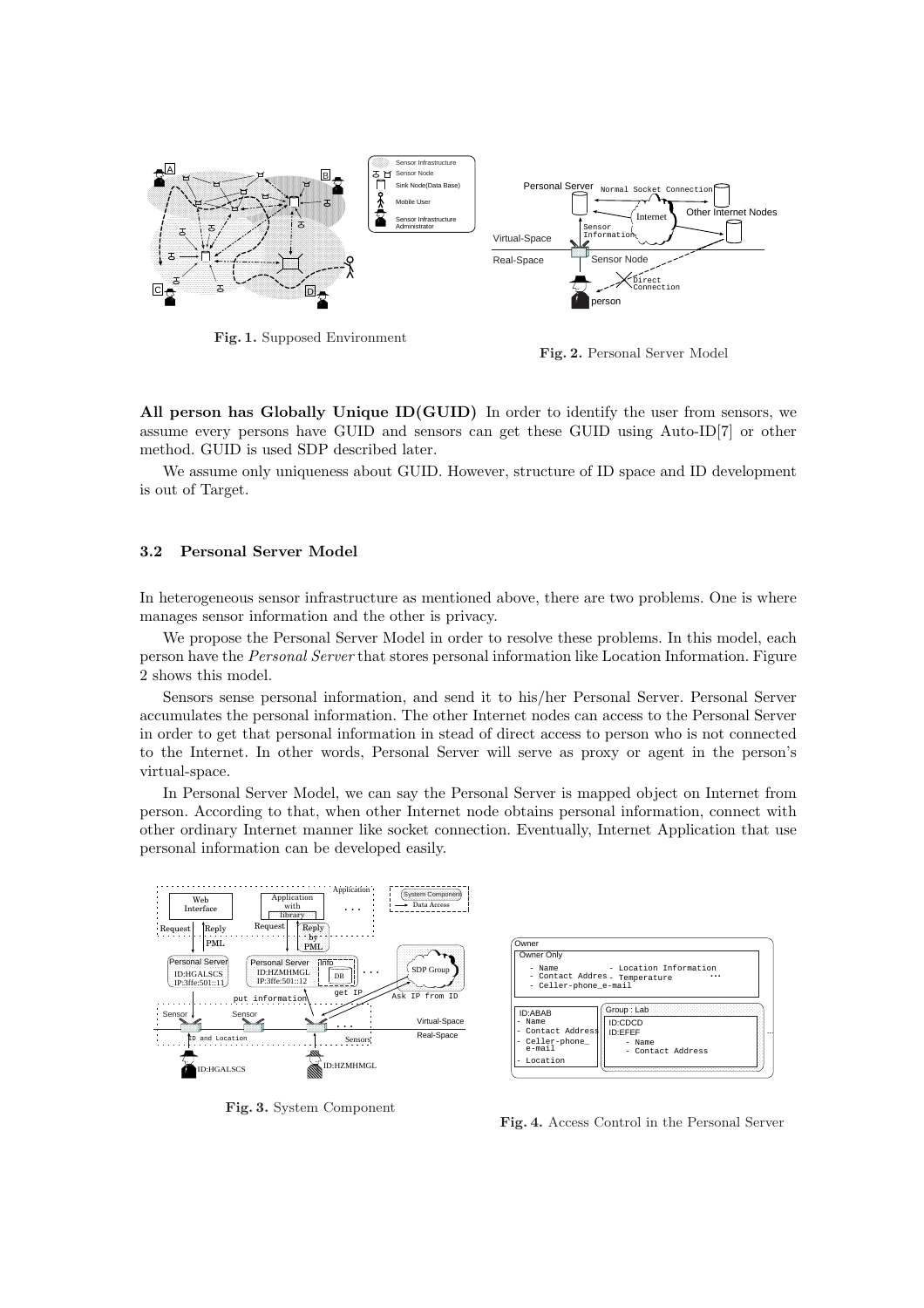Fig. 1. Supposed Environment

Fig. 2. Personal Server Model

**All person has Globally Unique ID(GUID)** In order to identify the user from sensors, we assume every persons have GUID and sensors can get these GUID using Auto-ID[7] or other method. GUID is used SDP described later.

We assume only uniqueness about GUID. However, structure of ID space and ID development is out of Target.

### 3.2 Personal Server Model

In heterogeneous sensor infrastructure as mentioned above, there are two problems. One is where manages sensor information and the other is privacy.

We propose the Personal Server Model in order to resolve these problems. In this model, each person have the *Personal Server* that stores personal information like Location Information. Figure 2 shows this model.

Sensors sense personal information, and send it to his/her Personal Server. Personal Server accumulates the personal information. The other Internet nodes can access to the Personal Server in order to get that personal information in stead of direct access to person who is not connected to the Internet. In other words, Personal Server will serve as proxy or agent in the person's virtual-space.

In Personal Server Model, we can say the Personal Server is mapped object on Internet from person. According to that, when other Internet node obtains personal information, connect with other ordinary Internet manner like socket connection. Eventually, Internet Application that use personal information can be developed easily.

Fig. 3. System Component

Fig. 4. Access Control in the Personal Server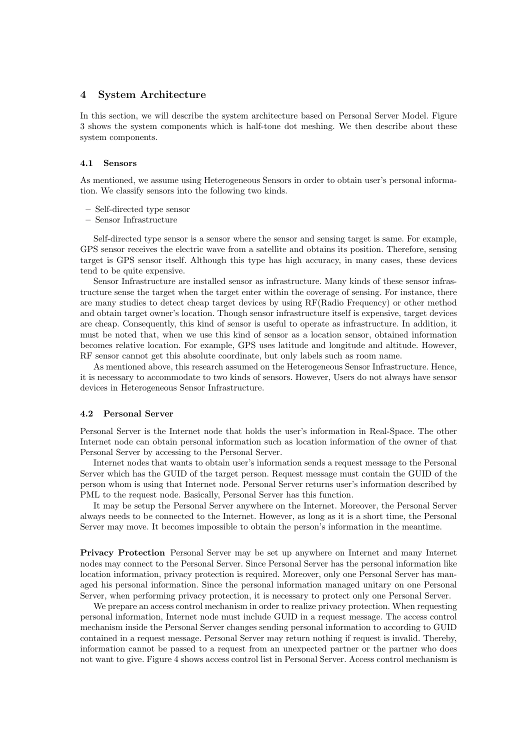## 4 System Architecture

In this section, we will describe the system architecture based on Personal Server Model. Figure 3 shows the system components which is half-tone dot meshing. We then describe about these system components.

### 4.1 Sensors

As mentioned, we assume using Heterogeneous Sensors in order to obtain user's personal information. We classify sensors into the following two kinds.

- Self-directed type sensor
- Sensor Infrastructure

Self-directed type sensor is a sensor where the sensor and sensing target is same. For example, GPS sensor receives the electric wave from a satellite and obtains its position. Therefore, sensing target is GPS sensor itself. Although this type has high accuracy, in many cases, these devices tend to be quite expensive.

Sensor Infrastructure are installed sensor as infrastructure. Many kinds of these sensor infrastructure sense the target when the target enter within the coverage of sensing. For instance, there are many studies to detect cheap target devices by using RF(Radio Frequency) or other method and obtain target owner's location. Though sensor infrastructure itself is expensive, target devices are cheap. Consequently, this kind of sensor is useful to operate as infrastructure. In addition, it must be noted that, when we use this kind of sensor as a location sensor, obtained information becomes relative location. For example, GPS uses latitude and longitude and altitude. However, RF sensor cannot get this absolute coordinate, but only labels such as room name.

As mentioned above, this research assumed on the Heterogeneous Sensor Infrastructure. Hence, it is necessary to accommodate to two kinds of sensors. However, Users do not always have sensor devices in Heterogeneous Sensor Infrastructure.

### 4.2 Personal Server

Personal Server is the Internet node that holds the user's information in Real-Space. The other Internet node can obtain personal information such as location information of the owner of that Personal Server by accessing to the Personal Server.

Internet nodes that wants to obtain user's information sends a request message to the Personal Server which has the GUID of the target person. Request message must contain the GUID of the person whom is using that Internet node. Personal Server returns user's information described by PML to the request node. Basically, Personal Server has this function.

It may be setup the Personal Server anywhere on the Internet. Moreover, the Personal Server always needs to be connected to the Internet. However, as long as it is a short time, the Personal Server may move. It becomes impossible to obtain the person's information in the meantime.

**Privacy Protection** Personal Server may be set up anywhere on Internet and many Internet nodes may connect to the Personal Server. Since Personal Server has the personal information like location information, privacy protection is required. Moreover, only one Personal Server has managed his personal information. Since the personal information managed unitary on one Personal Server, when performing privacy protection, it is necessary to protect only one Personal Server.

We prepare an access control mechanism in order to realize privacy protection. When requesting personal information, Internet node must include GUID in a request message. The access control mechanism inside the Personal Server changes sending personal information to according to GUID contained in a request message. Personal Server may return nothing if request is invalid. Thereby, information cannot be passed to a request from an unexpected partner or the partner who does not want to give. Figure 4 shows access control list in Personal Server. Access control mechanism is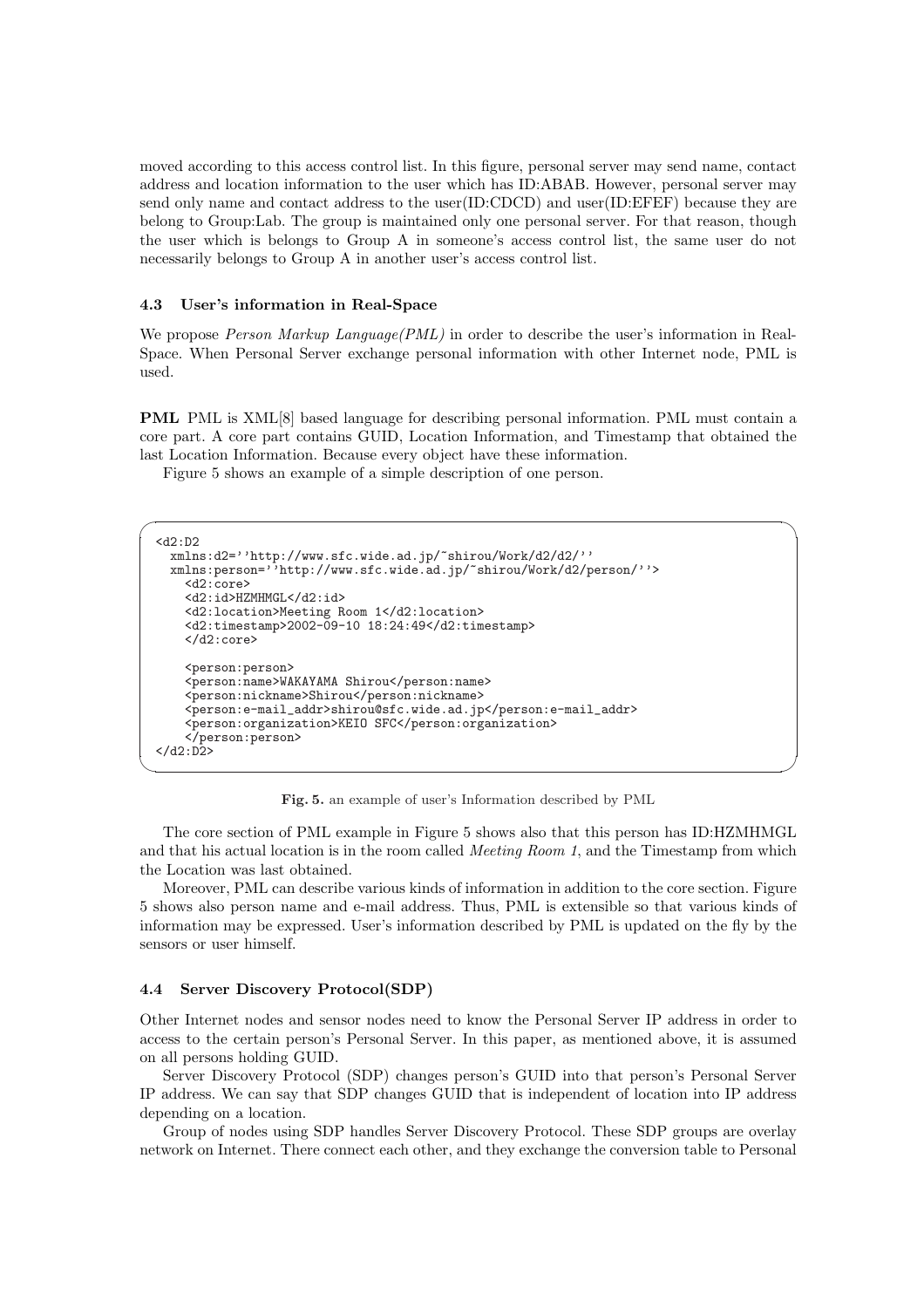moved according to this access control list. In this figure, personal server may send name, contact address and location information to the user which has ID:ABAB. However, personal server may send only name and contact address to the user(ID:CDCD) and user(ID:EFEF) because they are belong to Group:Lab. The group is maintained only one personal server. For that reason, though the user which is belongs to Group A in someone's access control list, the same user do not necessarily belongs to Group A in another user's access control list.

### 4.3 User's information in Real-Space

We propose *Person Markup Language(PML)* in order to describe the user's information in Real-Space. When Personal Server exchange personal information with other Internet node, PML is used.

**PML** PML is XML[8] based language for describing personal information. PML must contain a core part. A core part contains GUID, Location Information, and Timestamp that obtained the last Location Information. Because every object have these information.

Figure 5 shows an example of a simple description of one person.

```
<d2:D2
  xmlns:d2=''http://www.sfc.wide.ad.jp/~shirou/Work/d2/d2/''
  xmlns:person=''http://www.sfc.wide.ad.jp/~shirou/Work/d2/person/''>
    <d2:core>
    <d2:id>HZMHMGL</d2:id>
    <d2:location>Meeting Room 1</d2:location>
    <d2:timestamp>2002-09-10 18:24:49</d2:timestamp>
    </d2:core>

    <person:person>
    <person:name>WAKAYAMA Shirou</person:name>
    <person:nickname>Shirou</person:nickname>
    <person:e-mail_addr>shirou@sfc.wide.ad.jp</person:e-mail_addr>
    <person:organization>KEIO SFC</person:organization>
    </person:person>
</d2:D2>
```

**Fig. 5.** an example of user's Information described by PML

The core section of PML example in Figure 5 shows also that this person has ID:HZMHMGL and that his actual location is in the room called *Meeting Room 1*, and the Timestamp from which the Location was last obtained.

Moreover, PML can describe various kinds of information in addition to the core section. Figure 5 shows also person name and e-mail address. Thus, PML is extensible so that various kinds of information may be expressed. User's information described by PML is updated on the fly by the sensors or user himself.

### 4.4 Server Discovery Protocol(SDP)

Other Internet nodes and sensor nodes need to know the Personal Server IP address in order to access to the certain person's Personal Server. In this paper, as mentioned above, it is assumed on all persons holding GUID.

Server Discovery Protocol (SDP) changes person's GUID into that person's Personal Server IP address. We can say that SDP changes GUID that is independent of location into IP address depending on a location.

Group of nodes using SDP handles Server Discovery Protocol. These SDP groups are overlay network on Internet. There connect each other, and they exchange the conversion table to Personal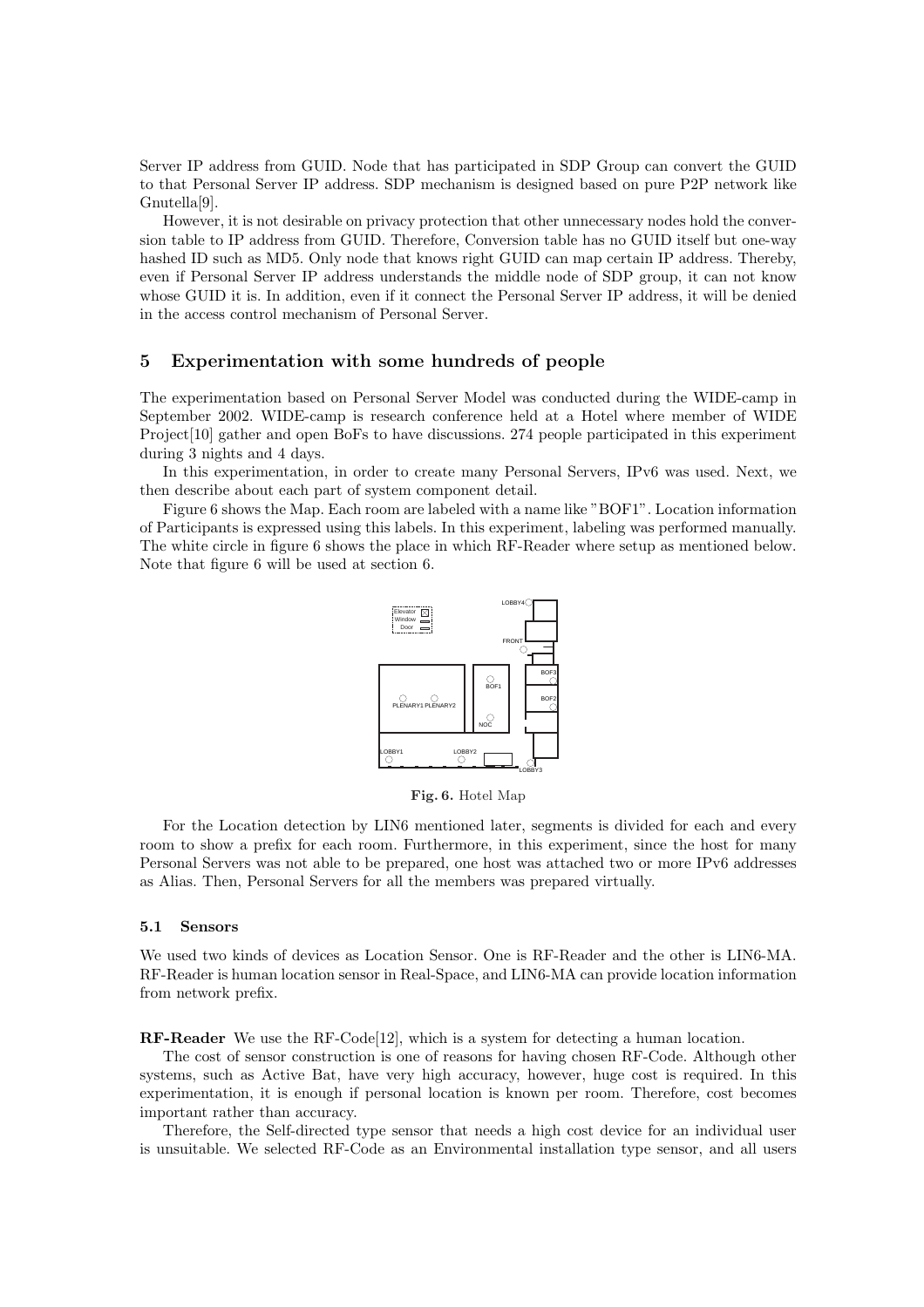Server IP address from GUID. Node that has participated in SDP Group can convert the GUID to that Personal Server IP address. SDP mechanism is designed based on pure P2P network like Gnutella[9].

However, it is not desirable on privacy protection that other unnecessary nodes hold the conversion table to IP address from GUID. Therefore, Conversion table has no GUID itself but one-way hashed ID such as MD5. Only node that knows right GUID can map certain IP address. Thereby, even if Personal Server IP address understands the middle node of SDP group, it can not know whose GUID it is. In addition, even if it connect the Personal Server IP address, it will be denied in the access control mechanism of Personal Server.

## 5 Experimentation with some hundreds of people

The experimentation based on Personal Server Model was conducted during the WIDE-camp in September 2002. WIDE-camp is research conference held at a Hotel where member of WIDE Project[10] gather and open BoFs to have discussions. 274 people participated in this experiment during 3 nights and 4 days.

In this experimentation, in order to create many Personal Servers, IPv6 was used. Next, we then describe about each part of system component detail.

Figure 6 shows the Map. Each room are labeled with a name like "BOF1". Location information of Participants is expressed using this labels. In this experiment, labeling was performed manually. The white circle in figure 6 shows the place in which RF-Reader where setup as mentioned below. Note that figure 6 will be used at section 6.

**Fig. 6.** Hotel Map

For the Location detection by LIN6 mentioned later, segments is divided for each and every room to show a prefix for each room. Furthermore, in this experiment, since the host for many Personal Servers was not able to be prepared, one host was attached two or more IPv6 addresses as Alias. Then, Personal Servers for all the members was prepared virtually.

### 5.1 Sensors

We used two kinds of devices as Location Sensor. One is RF-Reader and the other is LIN6-MA. RF-Reader is human location sensor in Real-Space, and LIN6-MA can provide location information from network prefix.

**RF-Reader** We use the RF-Code[12], which is a system for detecting a human location.

The cost of sensor construction is one of reasons for having chosen RF-Code. Although other systems, such as Active Bat, have very high accuracy, however, huge cost is required. In this experimentation, it is enough if personal location is known per room. Therefore, cost becomes important rather than accuracy.

Therefore, the Self-directed type sensor that needs a high cost device for an individual user is unsuitable. We selected RF-Code as an Environmental installation type sensor, and all users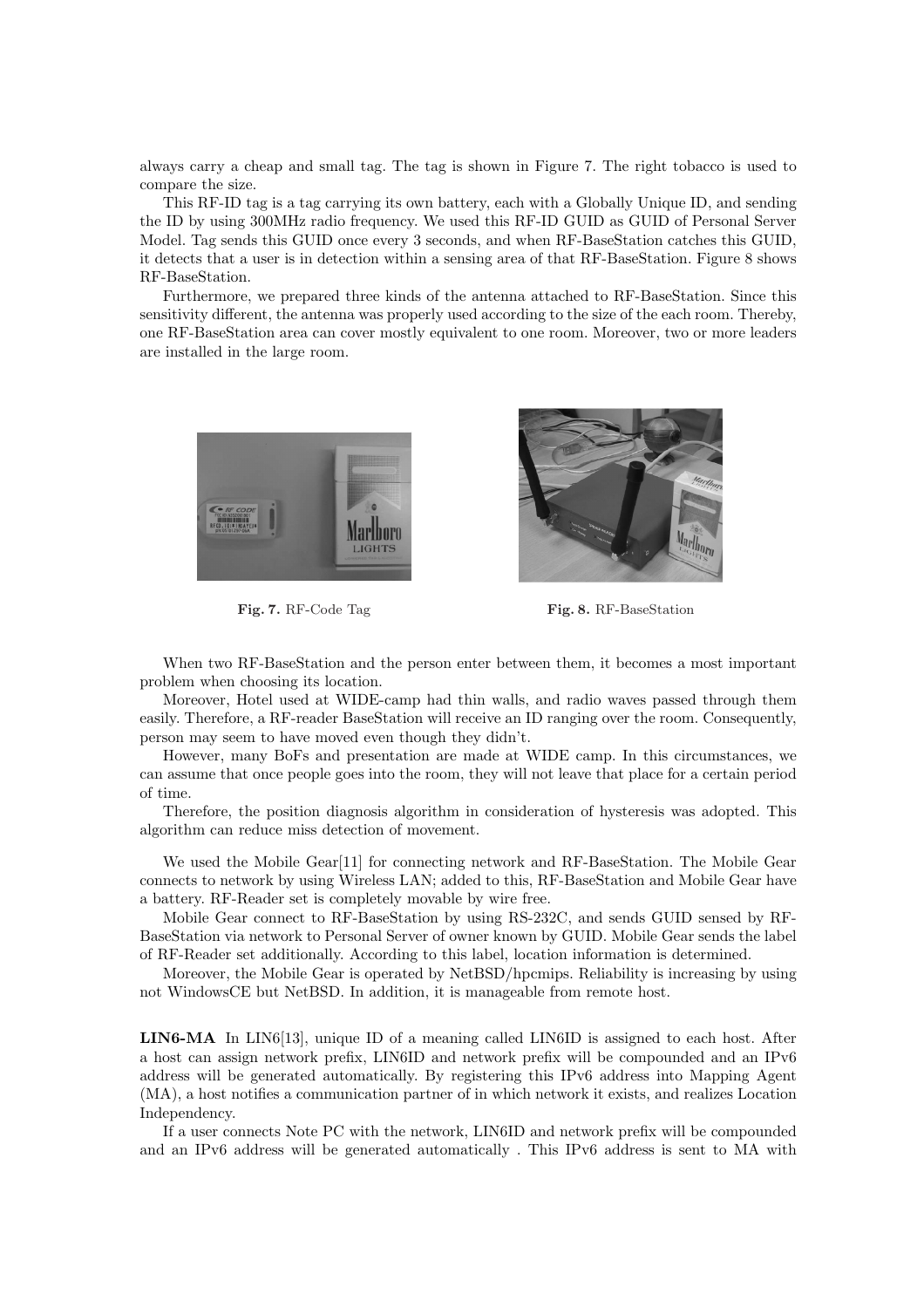always carry a cheap and small tag. The tag is shown in Figure 7. The right tobacco is used to compare the size.

This RF-ID tag is a tag carrying its own battery, each with a Globally Unique ID, and sending the ID by using 300MHz radio frequency. We used this RF-ID GUID as GUID of Personal Server Model. Tag sends this GUID once every 3 seconds, and when RF-BaseStation catches this GUID, it detects that a user is in detection within a sensing area of that RF-BaseStation. Figure 8 shows RF-BaseStation.

Furthermore, we prepared three kinds of the antenna attached to RF-BaseStation. Since this sensitivity different, the antenna was properly used according to the size of the each room. Thereby, one RF-BaseStation area can cover mostly equivalent to one room. Moreover, two or more leaders are installed in the large room.

**Fig. 7.** RF-Code Tag

**Fig. 8.** RF-BaseStation

When two RF-BaseStation and the person enter between them, it becomes a most important problem when choosing its location.

Moreover, Hotel used at WIDE-camp had thin walls, and radio waves passed through them easily. Therefore, a RF-reader BaseStation will receive an ID ranging over the room. Consequently, person may seem to have moved even though they didn't.

However, many BoFs and presentation are made at WIDE camp. In this circumstances, we can assume that once people goes into the room, they will not leave that place for a certain period of time.

Therefore, the position diagnosis algorithm in consideration of hysteresis was adopted. This algorithm can reduce miss detection of movement.

We used the Mobile Gear[11] for connecting network and RF-BaseStation. The Mobile Gear connects to network by using Wireless LAN; added to this, RF-BaseStation and Mobile Gear have a battery. RF-Reader set is completely movable by wire free.

Mobile Gear connect to RF-BaseStation by using RS-232C, and sends GUID sensed by RF-BaseStation via network to Personal Server of owner known by GUID. Mobile Gear sends the label of RF-Reader set additionally. According to this label, location information is determined.

Moreover, the Mobile Gear is operated by NetBSD/hpcmips. Reliability is increasing by using not WindowsCE but NetBSD. In addition, it is manageable from remote host.

**LIN6-MA** In LIN6[13], unique ID of a meaning called LIN6ID is assigned to each host. After a host can assign network prefix, LIN6ID and network prefix will be compounded and an IPv6 address will be generated automatically. By registering this IPv6 address into Mapping Agent (MA), a host notifies a communication partner of in which network it exists, and realizes Location Independency.

If a user connects Note PC with the network, LIN6ID and network prefix will be compounded and an IPv6 address will be generated automatically . This IPv6 address is sent to MA with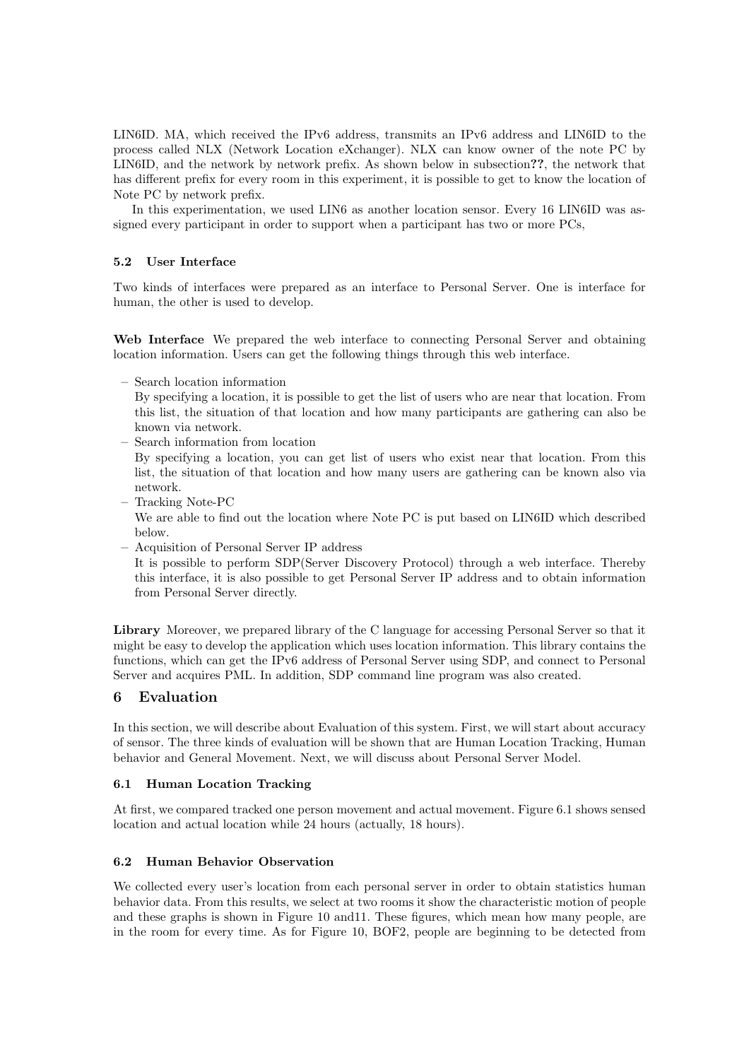LIN6ID. MA, which received the IPv6 address, transmits an IPv6 address and LIN6ID to the process called NLX (Network Location eXchanger). NLX can know owner of the note PC by LIN6ID, and the network by network prefix. As shown below in subsection**??**, the network that has different prefix for every room in this experiment, it is possible to get to know the location of Note PC by network prefix.

In this experimentation, we used LIN6 as another location sensor. Every 16 LIN6ID was assigned every participant in order to support when a participant has two or more PCs,

### 5.2 User Interface

Two kinds of interfaces were prepared as an interface to Personal Server. One is interface for human, the other is used to develop.

**Web Interface** We prepared the web interface to connecting Personal Server and obtaining location information. Users can get the following things through this web interface.

- Search location information
  By specifying a location, it is possible to get the list of users who are near that location. From this list, the situation of that location and how many participants are gathering can also be known via network.
- Search information from location
  By specifying a location, you can get list of users who exist near that location. From this list, the situation of that location and how many users are gathering can be known also via network.
- Tracking Note-PC
  We are able to find out the location where Note PC is put based on LIN6ID which described below.
- Acquisition of Personal Server IP address
  It is possible to perform SDP(Server Discovery Protocol) through a web interface. Thereby this interface, it is also possible to get Personal Server IP address and to obtain information from Personal Server directly.

**Library** Moreover, we prepared library of the C language for accessing Personal Server so that it might be easy to develop the application which uses location information. This library contains the functions, which can get the IPv6 address of Personal Server using SDP, and connect to Personal Server and acquires PML. In addition, SDP command line program was also created.

## 6 Evaluation

In this section, we will describe about Evaluation of this system. First, we will start about accuracy of sensor. The three kinds of evaluation will be shown that are Human Location Tracking, Human behavior and General Movement. Next, we will discuss about Personal Server Model.

### 6.1 Human Location Tracking

At first, we compared tracked one person movement and actual movement. Figure 6.1 shows sensed location and actual location while 24 hours (actually, 18 hours).

### 6.2 Human Behavior Observation

We collected every user's location from each personal server in order to obtain statistics human behavior data. From this results, we select at two rooms it show the characteristic motion of people and these graphs is shown in Figure 10 and11. These figures, which mean how many people, are in the room for every time. As for Figure 10, BOF2, people are beginning to be detected from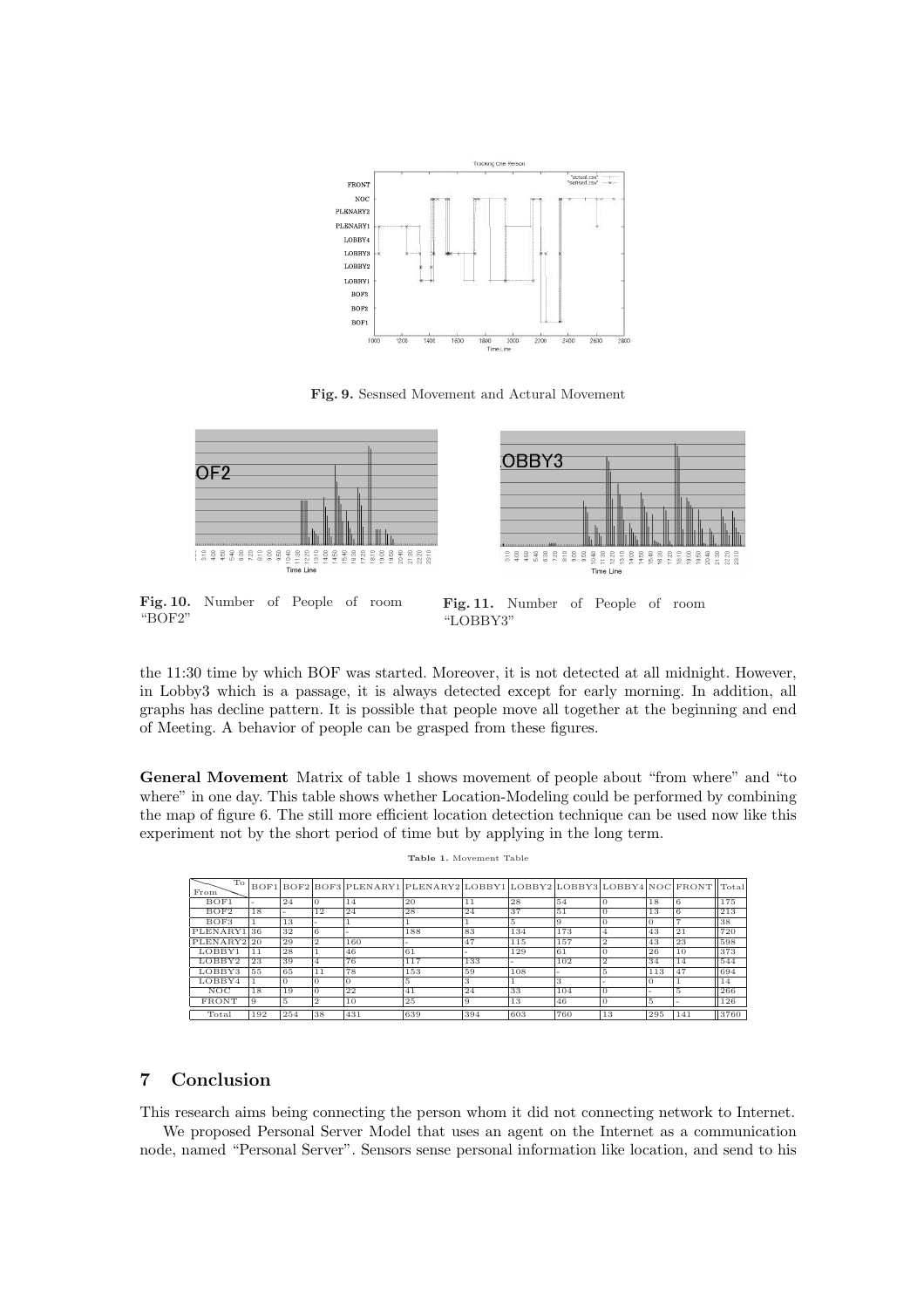Fig. 9. Sesnsed Movement and Actural Movement

Fig. 10. Number of People of room "BOF2"

Fig. 11. Number of People of room "LOBBY3"

the 11:30 time by which BOF was started. Moreover, it is not detected at all midnight. However, in Lobby3 which is a passage, it is always detected except for early morning. In addition, all graphs has decline pattern. It is possible that people move all together at the beginning and end of Meeting. A behavior of people can be grasped from these figures.

**General Movement** Matrix of table 1 shows movement of people about "from where" and "to where" in one day. This table shows whether Location-Modeling could be performed by combining the map of figure 6. The still more efficient location detection technique can be used now like this experiment not by the short period of time but by applying in the long term.

**Table 1.** Movement Table

| From \ To | BOF1 | BOF2 | BOF3 | PLENARY1 | PLENARY2 | LOBBY1 | LOBBY2 | LOBBY3 | LOBBY4 | NOC | FRONT | Total |
|---|---|---|---|---|---|---|---|---|---|---|---|---|
| BOF1 | - | 24 | 0 | 14 | 20 | 11 | 28 | 54 | 0 | 18 | 6 | 175 |
| BOF2 | 18 | - | 12 | 24 | 28 | 24 | 37 | 51 | 0 | 13 | 6 | 213 |
| BOF3 | 1 | 13 | - | 1 | 1 | 1 | 5 | 9 | 0 | 0 | 7 | 38 |
| PLENARY1 | 36 | 32 | 6 | - | 188 | 83 | 134 | 173 | 4 | 43 | 21 | 720 |
| PLENARY2 | 20 | 29 | 2 | 160 | - | 47 | 115 | 157 | 2 | 43 | 23 | 598 |
| LOBBY1 | 11 | 28 | 1 | 46 | 61 | - | 129 | 61 | 0 | 26 | 10 | 373 |
| LOBBY2 | 23 | 39 | 4 | 76 | 117 | 133 | - | 102 | 2 | 34 | 14 | 544 |
| LOBBY3 | 55 | 65 | 11 | 78 | 153 | 59 | 108 | - | 5 | 113 | 47 | 694 |
| LOBBY4 | 1 | 0 | 0 | 0 | 5 | 3 | 1 | 3 | - | 0 | 1 | 14 |
| NOC | 18 | 19 | 0 | 22 | 41 | 24 | 33 | 104 | 0 | - | 5 | 266 |
| FRONT | 9 | 5 | 2 | 10 | 25 | 9 | 13 | 46 | 0 | 5 | - | 126 |
| Total | 192 | 254 | 38 | 431 | 639 | 394 | 603 | 760 | 13 | 295 | 141 | 3760 |

## 7 Conclusion

This research aims being connecting the person whom it did not connecting network to Internet.

We proposed Personal Server Model that uses an agent on the Internet as a communication node, named "Personal Server". Sensors sense personal information like location, and send to his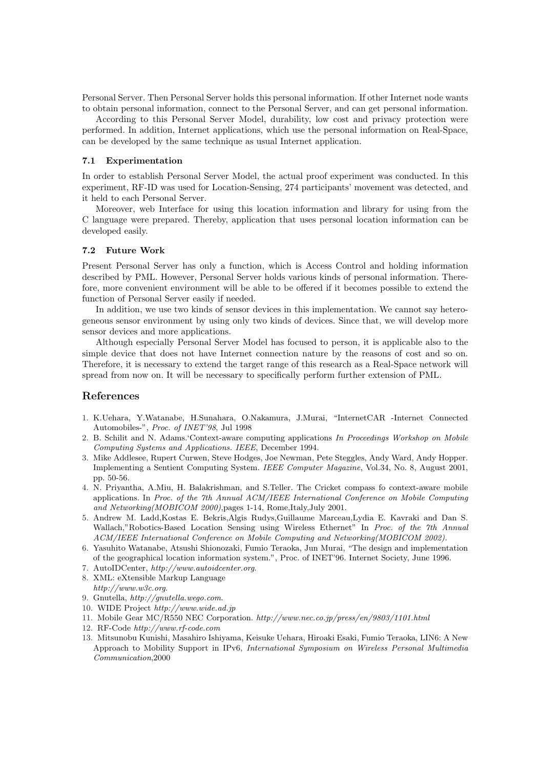Personal Server. Then Personal Server holds this personal information. If other Internet node wants to obtain personal information, connect to the Personal Server, and can get personal information.

According to this Personal Server Model, durability, low cost and privacy protection were performed. In addition, Internet applications, which use the personal information on Real-Space, can be developed by the same technique as usual Internet application.

### 7.1 Experimentation

In order to establish Personal Server Model, the actual proof experiment was conducted. In this experiment, RF-ID was used for Location-Sensing, 274 participants' movement was detected, and it held to each Personal Server.

Moreover, web Interface for using this location information and library for using from the C language were prepared. Thereby, application that uses personal location information can be developed easily.

### 7.2 Future Work

Present Personal Server has only a function, which is Access Control and holding information described by PML. However, Personal Server holds various kinds of personal information. Therefore, more convenient environment will be able to be offered if it becomes possible to extend the function of Personal Server easily if needed.

In addition, we use two kinds of sensor devices in this implementation. We cannot say heterogeneous sensor environment by using only two kinds of devices. Since that, we will develop more sensor devices and more applications.

Although especially Personal Server Model has focused to person, it is applicable also to the simple device that does not have Internet connection nature by the reasons of cost and so on. Therefore, it is necessary to extend the target range of this research as a Real-Space network will spread from now on. It will be necessary to specifically perform further extension of PML.

## References

1. K.Uehara, Y.Watanabe, H.Sunahara, O.Nakamura, J.Murai, "InternetCAR -Internet Connected Automobiles-", *Proc. of INET'98*, Jul 1998
2. B. Schilit and N. Adams.'Context-aware computing applications *In Proceedings Workshop on Mobile Computing Systems and Applications. IEEE*, December 1994.
3. Mike Addlesee, Rupert Curwen, Steve Hodges, Joe Newman, Pete Steggles, Andy Ward, Andy Hopper. Implementing a Sentient Computing System. *IEEE Computer Magazine*, Vol.34, No. 8, August 2001, pp. 50-56.
4. N. Priyantha, A.Miu, H. Balakrishman, and S.Teller. The Cricket compass fo context-aware mobile applications. In *Proc. of the 7th Annual ACM/IEEE International Conference on Mobile Computing and Networking(MOBICOM 2000)*,pages 1-14, Rome,Italy,July 2001.
5. Andrew M. Ladd,Kostas E. Bekris,Algis Rudys,Guillaume Marceau,Lydia E. Kavraki and Dan S. Wallach,"Robotics-Based Location Sensing using Wireless Ethernet" In *Proc. of the 7th Annual ACM/IEEE International Conference on Mobile Computing and Networking(MOBICOM 2002).*
6. Yasuhito Watanabe, Atsushi Shionozaki, Fumio Teraoka, Jun Murai, "The design and implementation of the geographical location information system.", Proc. of INET'96. Internet Society, June 1996.
7. AutoIDCenter, *http://www.autoidcenter.org.*
8. XML: eXtensible Markup Language *http://www.w3c.org.*
9. Gnutella, *http://gnutella.wego.com.*
10. WIDE Project *http://www.wide.ad.jp*
11. Mobile Gear MC/R550 NEC Corporation. *http://www.nec.co.jp/press/en/9803/1101.html*
12. RF-Code *http://www.rf-code.com*
13. Mitsunobu Kunishi, Masahiro Ishiyama, Keisuke Uehara, Hiroaki Esaki, Fumio Teraoka, LIN6: A New Approach to Mobility Support in IPv6, *International Symposium on Wireless Personal Multimedia Communication*,2000